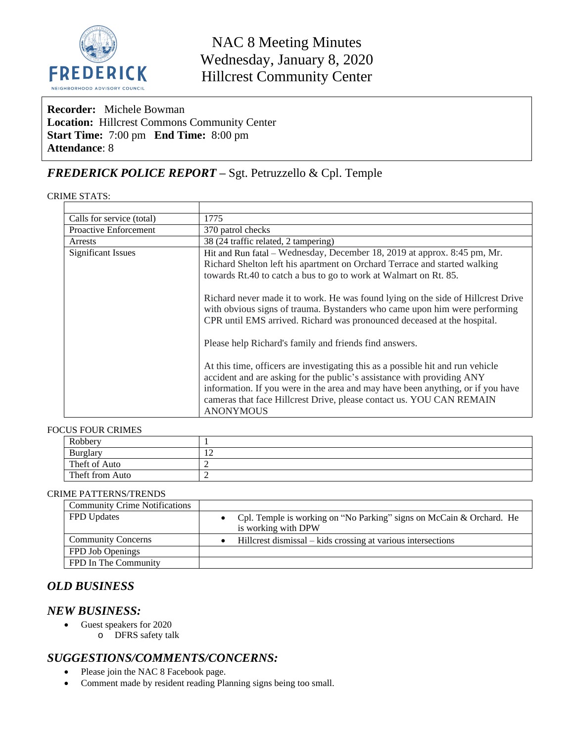# NAC 8 Meeting Minutes
## Wednesday, January 8, 2020
## Hillcrest Community Center

**Recorder:** Michele Bowman
**Location:** Hillcrest Commons Community Center
**Start Time:** 7:00 pm **End Time:** 8:00 pm
**Attendance**: 8

## *FREDERICK POLICE REPORT* – Sgt. Petruzzello & Cpl. Temple

CRIME STATS:

| | |
|---|---|
| Calls for service (total) | 1775 |
| Proactive Enforcement | 370 patrol checks |
| Arrests | 38 (24 traffic related, 2 tampering) |
| Significant Issues | Hit and Run fatal – Wednesday, December 18, 2019 at approx. 8:45 pm, Mr. Richard Shelton left his apartment on Orchard Terrace and started walking towards Rt.40 to catch a bus to go to work at Walmart on Rt. 85.<br><br>Richard never made it to work. He was found lying on the side of Hillcrest Drive with obvious signs of trauma. Bystanders who came upon him were performing CPR until EMS arrived. Richard was pronounced deceased at the hospital.<br><br>Please help Richard's family and friends find answers.<br><br>At this time, officers are investigating this as a possible hit and run vehicle accident and are asking for the public's assistance with providing ANY information. If you were in the area and may have been anything, or if you have cameras that face Hillcrest Drive, please contact us. YOU CAN REMAIN ANONYMOUS |

FOCUS FOUR CRIMES

| | |
|---|---|
| Robbery | 1 |
| Burglary | 12 |
| Theft of Auto | 2 |
| Theft from Auto | 2 |

CRIME PATTERNS/TRENDS

| | |
|---|---|
| Community Crime Notifications | |
| FPD Updates | • Cpl. Temple is working on "No Parking" signs on McCain & Orchard. He is working with DPW |
| Community Concerns | • Hillcrest dismissal – kids crossing at various intersections |
| FPD Job Openings | |
| FPD In The Community | |

## *OLD BUSINESS*

## *NEW BUSINESS:*

- Guest speakers for 2020
  - DFRS safety talk

## *SUGGESTIONS/COMMENTS/CONCERNS:*

- Please join the NAC 8 Facebook page.
- Comment made by resident reading Planning signs being too small.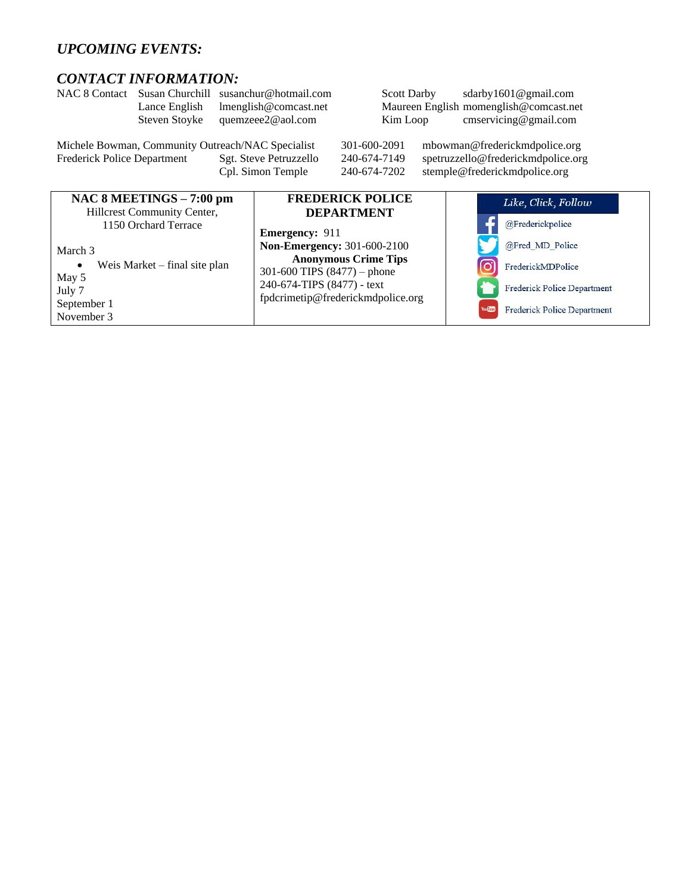***UPCOMING EVENTS:***

***CONTACT INFORMATION:***

| | | | | |
|---|---|---|---|---|
| NAC 8 Contact | Susan Churchill | susanchur@hotmail.com | Scott Darby | sdarby1601@gmail.com |
| | Lance English | lmenglish@comcast.net | Maureen English | momenglish@comcast.net |
| | Steven Stoyke | quemzeee2@aol.com | Kim Loop | cmservicing@gmail.com |

| | | | |
|---|---|---|---|
| Michele Bowman, Community Outreach/NAC Specialist | | 301-600-2091 | mbowman@frederickmdpolice.org |
| Frederick Police Department | Sgt. Steve Petruzzello | 240-674-7149 | spetruzzello@frederickmdpolice.org |
| | Cpl. Simon Temple | 240-674-7202 | stemple@frederickmdpolice.org |

**NAC 8 MEETINGS – 7:00 pm**
Hillcrest Community Center,
1150 Orchard Terrace

March 3

- Weis Market – final site plan

May 5
July 7
September 1
November 3

**FREDERICK POLICE DEPARTMENT**

**Emergency:** 911
**Non-Emergency:** 301-600-2100
**Anonymous Crime Tips**
301-600 TIPS (8477) – phone
240-674-TIPS (8477) - text
fpdcrimetip@frederickmdpolice.org

*Like, Click, Follow*

@Frederickpolice
@Fred_MD_Police
FrederickMDPolice
Frederick Police Department
Frederick Police Department